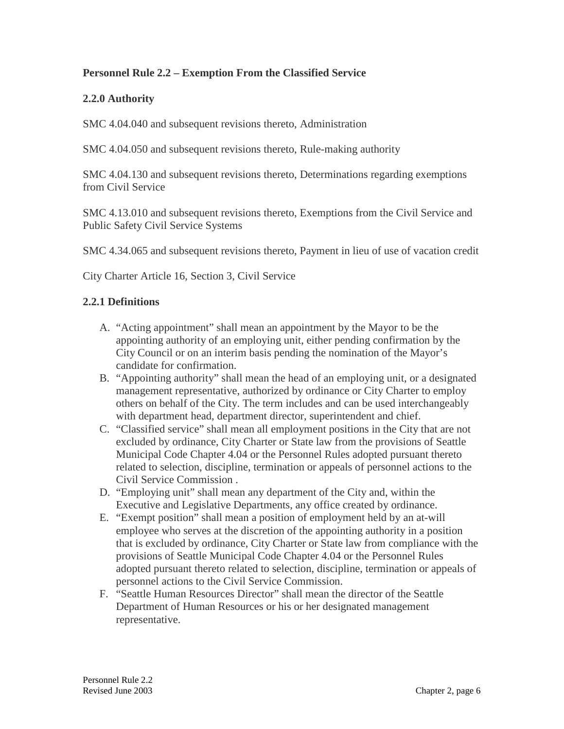### Personnel Rule 2.2 – Exemption From the Classified Service

#### 2.2.0 Authority

SMC 4.04.040 and subsequent revisions thereto, Administration

SMC 4.04.050 and subsequent revisions thereto, Rule-making authority

SMC 4.04.130 and subsequent revisions thereto, Determinations regarding exemptions from Civil Service

SMC 4.13.010 and subsequent revisions thereto, Exemptions from the Civil Service and Public Safety Civil Service Systems

SMC 4.34.065 and subsequent revisions thereto, Payment in lieu of use of vacation credit

City Charter Article 16, Section 3, Civil Service

#### 2.2.1 Definitions

A. "Acting appointment" shall mean an appointment by the Mayor to be the appointing authority of an employing unit, either pending confirmation by the City Council or on an interim basis pending the nomination of the Mayor's candidate for confirmation.

B. "Appointing authority" shall mean the head of an employing unit, or a designated management representative, authorized by ordinance or City Charter to employ others on behalf of the City. The term includes and can be used interchangeably with department head, department director, superintendent and chief.

C. "Classified service" shall mean all employment positions in the City that are not excluded by ordinance, City Charter or State law from the provisions of Seattle Municipal Code Chapter 4.04 or the Personnel Rules adopted pursuant thereto related to selection, discipline, termination or appeals of personnel actions to the Civil Service Commission .

D. "Employing unit" shall mean any department of the City and, within the Executive and Legislative Departments, any office created by ordinance.

E. "Exempt position" shall mean a position of employment held by an at-will employee who serves at the discretion of the appointing authority in a position that is excluded by ordinance, City Charter or State law from compliance with the provisions of Seattle Municipal Code Chapter 4.04 or the Personnel Rules adopted pursuant thereto related to selection, discipline, termination or appeals of personnel actions to the Civil Service Commission.

F. "Seattle Human Resources Director" shall mean the director of the Seattle Department of Human Resources or his or her designated management representative.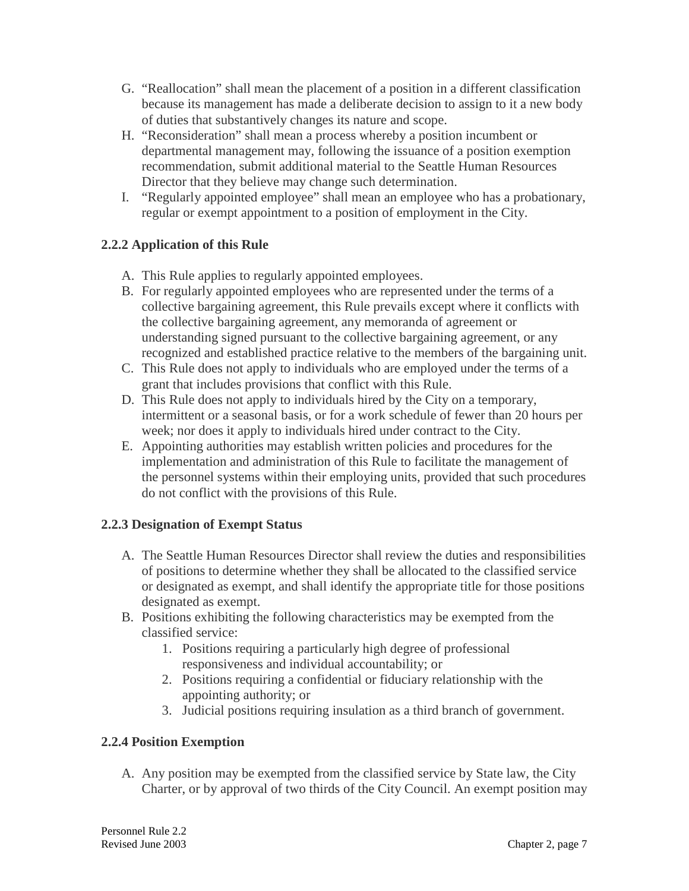G. "Reallocation" shall mean the placement of a position in a different classification because its management has made a deliberate decision to assign to it a new body of duties that substantively changes its nature and scope.

H. "Reconsideration" shall mean a process whereby a position incumbent or departmental management may, following the issuance of a position exemption recommendation, submit additional material to the Seattle Human Resources Director that they believe may change such determination.

I. "Regularly appointed employee" shall mean an employee who has a probationary, regular or exempt appointment to a position of employment in the City.

### 2.2.2 Application of this Rule

A. This Rule applies to regularly appointed employees.

B. For regularly appointed employees who are represented under the terms of a collective bargaining agreement, this Rule prevails except where it conflicts with the collective bargaining agreement, any memoranda of agreement or understanding signed pursuant to the collective bargaining agreement, or any recognized and established practice relative to the members of the bargaining unit.

C. This Rule does not apply to individuals who are employed under the terms of a grant that includes provisions that conflict with this Rule.

D. This Rule does not apply to individuals hired by the City on a temporary, intermittent or a seasonal basis, or for a work schedule of fewer than 20 hours per week; nor does it apply to individuals hired under contract to the City.

E. Appointing authorities may establish written policies and procedures for the implementation and administration of this Rule to facilitate the management of the personnel systems within their employing units, provided that such procedures do not conflict with the provisions of this Rule.

### 2.2.3 Designation of Exempt Status

A. The Seattle Human Resources Director shall review the duties and responsibilities of positions to determine whether they shall be allocated to the classified service or designated as exempt, and shall identify the appropriate title for those positions designated as exempt.

B. Positions exhibiting the following characteristics may be exempted from the classified service:
   1. Positions requiring a particularly high degree of professional responsiveness and individual accountability; or
   2. Positions requiring a confidential or fiduciary relationship with the appointing authority; or
   3. Judicial positions requiring insulation as a third branch of government.

### 2.2.4 Position Exemption

A. Any position may be exempted from the classified service by State law, the City Charter, or by approval of two thirds of the City Council. An exempt position may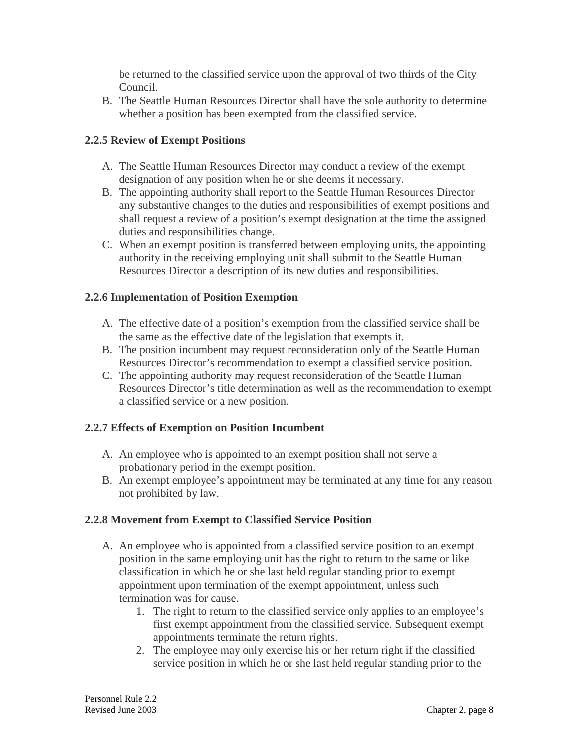be returned to the classified service upon the approval of two thirds of the City Council.

B. The Seattle Human Resources Director shall have the sole authority to determine whether a position has been exempted from the classified service.

### 2.2.5 Review of Exempt Positions

A. The Seattle Human Resources Director may conduct a review of the exempt designation of any position when he or she deems it necessary.
B. The appointing authority shall report to the Seattle Human Resources Director any substantive changes to the duties and responsibilities of exempt positions and shall request a review of a position's exempt designation at the time the assigned duties and responsibilities change.
C. When an exempt position is transferred between employing units, the appointing authority in the receiving employing unit shall submit to the Seattle Human Resources Director a description of its new duties and responsibilities.

### 2.2.6 Implementation of Position Exemption

A. The effective date of a position's exemption from the classified service shall be the same as the effective date of the legislation that exempts it.
B. The position incumbent may request reconsideration only of the Seattle Human Resources Director's recommendation to exempt a classified service position.
C. The appointing authority may request reconsideration of the Seattle Human Resources Director's title determination as well as the recommendation to exempt a classified service or a new position.

### 2.2.7 Effects of Exemption on Position Incumbent

A. An employee who is appointed to an exempt position shall not serve a probationary period in the exempt position.
B. An exempt employee's appointment may be terminated at any time for any reason not prohibited by law.

### 2.2.8 Movement from Exempt to Classified Service Position

A. An employee who is appointed from a classified service position to an exempt position in the same employing unit has the right to return to the same or like classification in which he or she last held regular standing prior to exempt appointment upon termination of the exempt appointment, unless such termination was for cause.
    1. The right to return to the classified service only applies to an employee's first exempt appointment from the classified service. Subsequent exempt appointments terminate the return rights.
    2. The employee may only exercise his or her return right if the classified service position in which he or she last held regular standing prior to the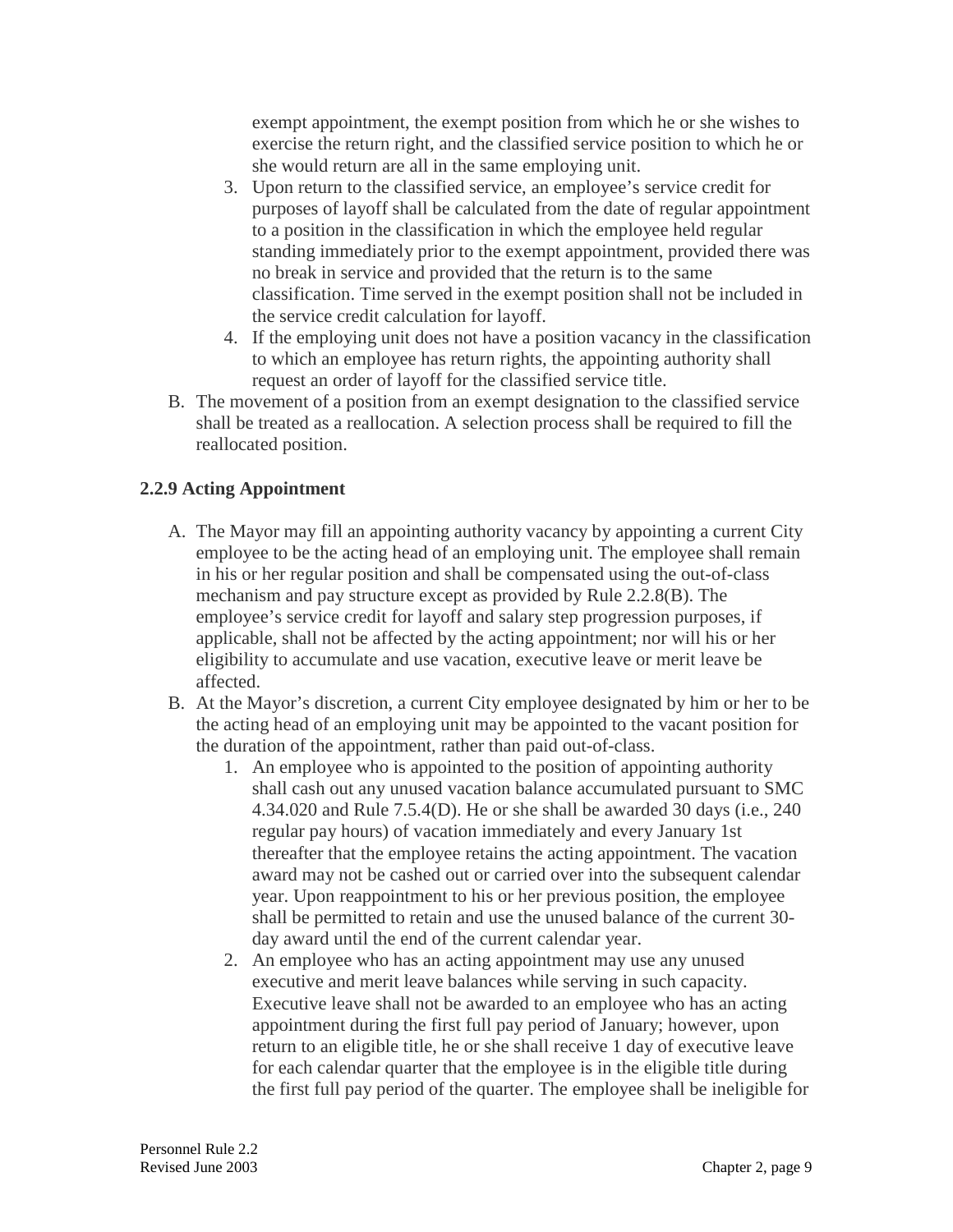exempt appointment, the exempt position from which he or she wishes to exercise the return right, and the classified service position to which he or she would return are all in the same employing unit.

3. Upon return to the classified service, an employee's service credit for purposes of layoff shall be calculated from the date of regular appointment to a position in the classification in which the employee held regular standing immediately prior to the exempt appointment, provided there was no break in service and provided that the return is to the same classification. Time served in the exempt position shall not be included in the service credit calculation for layoff.
4. If the employing unit does not have a position vacancy in the classification to which an employee has return rights, the appointing authority shall request an order of layoff for the classified service title.

B. The movement of a position from an exempt designation to the classified service shall be treated as a reallocation. A selection process shall be required to fill the reallocated position.

### 2.2.9 Acting Appointment

A. The Mayor may fill an appointing authority vacancy by appointing a current City employee to be the acting head of an employing unit. The employee shall remain in his or her regular position and shall be compensated using the out-of-class mechanism and pay structure except as provided by Rule 2.2.8(B). The employee's service credit for layoff and salary step progression purposes, if applicable, shall not be affected by the acting appointment; nor will his or her eligibility to accumulate and use vacation, executive leave or merit leave be affected.

B. At the Mayor's discretion, a current City employee designated by him or her to be the acting head of an employing unit may be appointed to the vacant position for the duration of the appointment, rather than paid out-of-class.

1. An employee who is appointed to the position of appointing authority shall cash out any unused vacation balance accumulated pursuant to SMC 4.34.020 and Rule 7.5.4(D). He or she shall be awarded 30 days (i.e., 240 regular pay hours) of vacation immediately and every January 1st thereafter that the employee retains the acting appointment. The vacation award may not be cashed out or carried over into the subsequent calendar year. Upon reappointment to his or her previous position, the employee shall be permitted to retain and use the unused balance of the current 30-day award until the end of the current calendar year.
2. An employee who has an acting appointment may use any unused executive and merit leave balances while serving in such capacity. Executive leave shall not be awarded to an employee who has an acting appointment during the first full pay period of January; however, upon return to an eligible title, he or she shall receive 1 day of executive leave for each calendar quarter that the employee is in the eligible title during the first full pay period of the quarter. The employee shall be ineligible for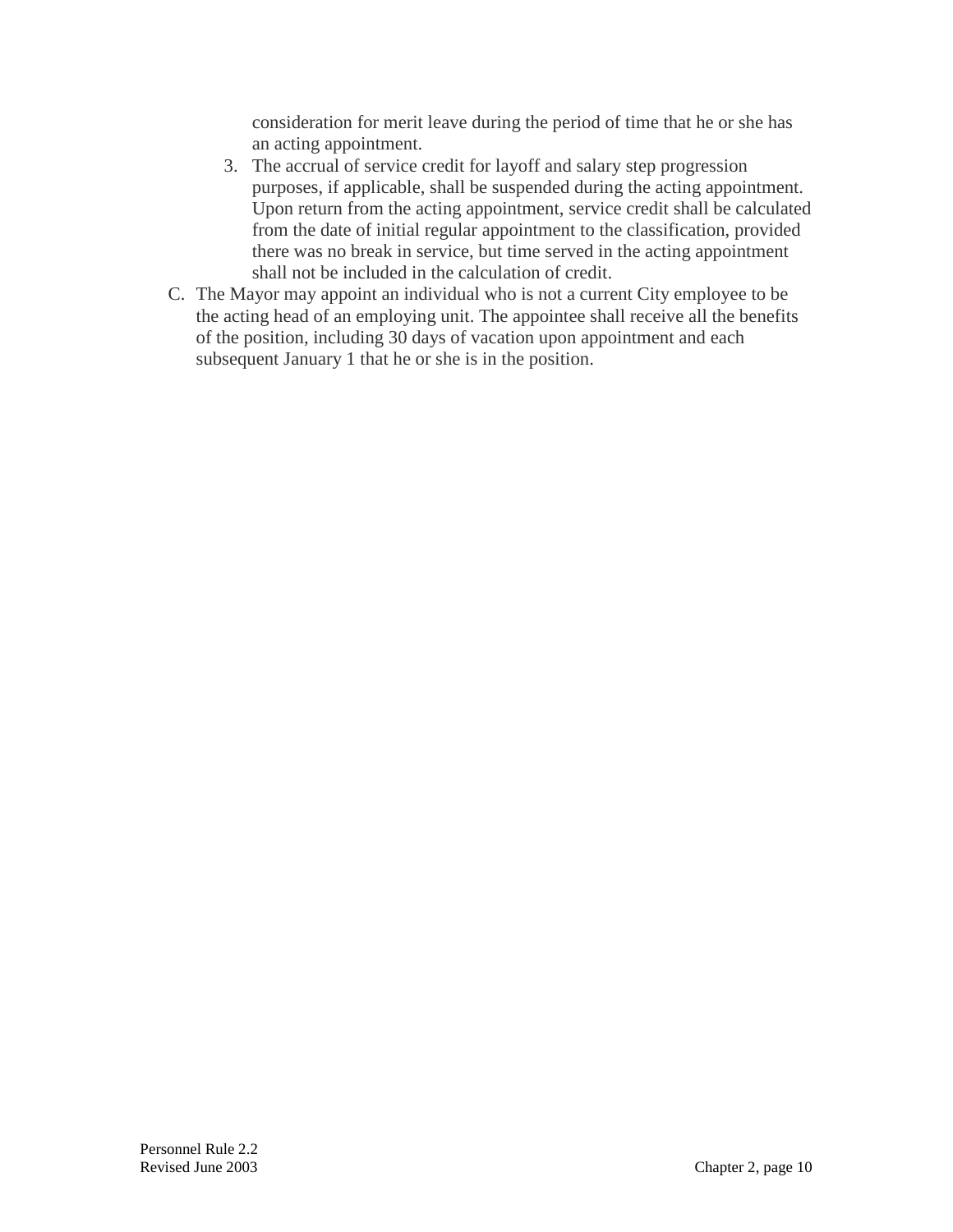consideration for merit leave during the period of time that he or she has an acting appointment.

3. The accrual of service credit for layoff and salary step progression purposes, if applicable, shall be suspended during the acting appointment. Upon return from the acting appointment, service credit shall be calculated from the date of initial regular appointment to the classification, provided there was no break in service, but time served in the acting appointment shall not be included in the calculation of credit.

C. The Mayor may appoint an individual who is not a current City employee to be the acting head of an employing unit. The appointee shall receive all the benefits of the position, including 30 days of vacation upon appointment and each subsequent January 1 that he or she is in the position.